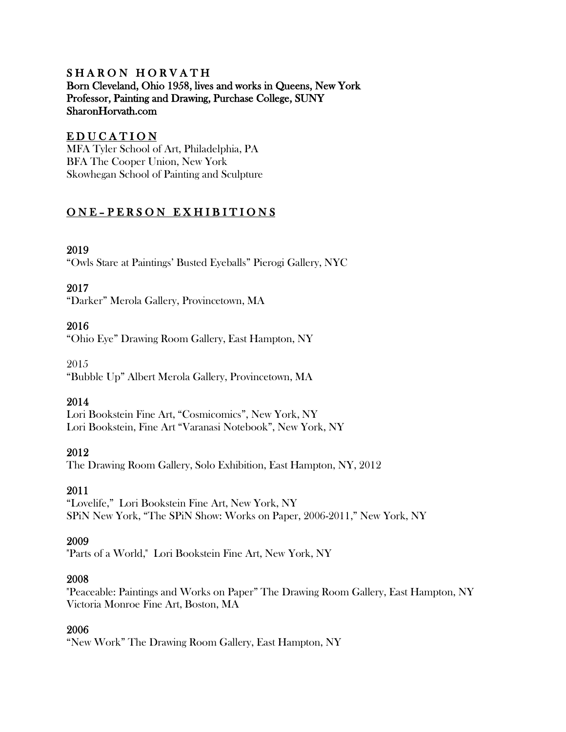# S H A R O N H O R V A T H

**Born Cleveland, Ohio 1958, lives and works in Queens, New York**
**Professor, Painting and Drawing, Purchase College, SUNY**
**SharonHorvath.com**

## E D U C A T I O N

MFA Tyler School of Art, Philadelphia, PA
BFA The Cooper Union, New York
Skowhegan School of Painting and Sculpture

## O N E – P E R S O N E X H I B I T I O N S

**2019**
"Owls Stare at Paintings' Busted Eyeballs" Pierogi Gallery, NYC

**2017**
"Darker" Merola Gallery, Provincetown, MA

**2016**
"Ohio Eye" Drawing Room Gallery, East Hampton, NY

2015
"Bubble Up" Albert Merola Gallery, Provincetown, MA

**2014**
Lori Bookstein Fine Art, "Cosmicomics", New York, NY
Lori Bookstein, Fine Art "Varanasi Notebook", New York, NY

**2012**
The Drawing Room Gallery, Solo Exhibition, East Hampton, NY, 2012

**2011**
"Lovelife," Lori Bookstein Fine Art, New York, NY
SPiN New York, "The SPiN Show: Works on Paper, 2006-2011," New York, NY

**2009**
"Parts of a World," Lori Bookstein Fine Art, New York, NY

**2008**
"Peaceable: Paintings and Works on Paper" The Drawing Room Gallery, East Hampton, NY
Victoria Monroe Fine Art, Boston, MA

**2006**
"New Work" The Drawing Room Gallery, East Hampton, NY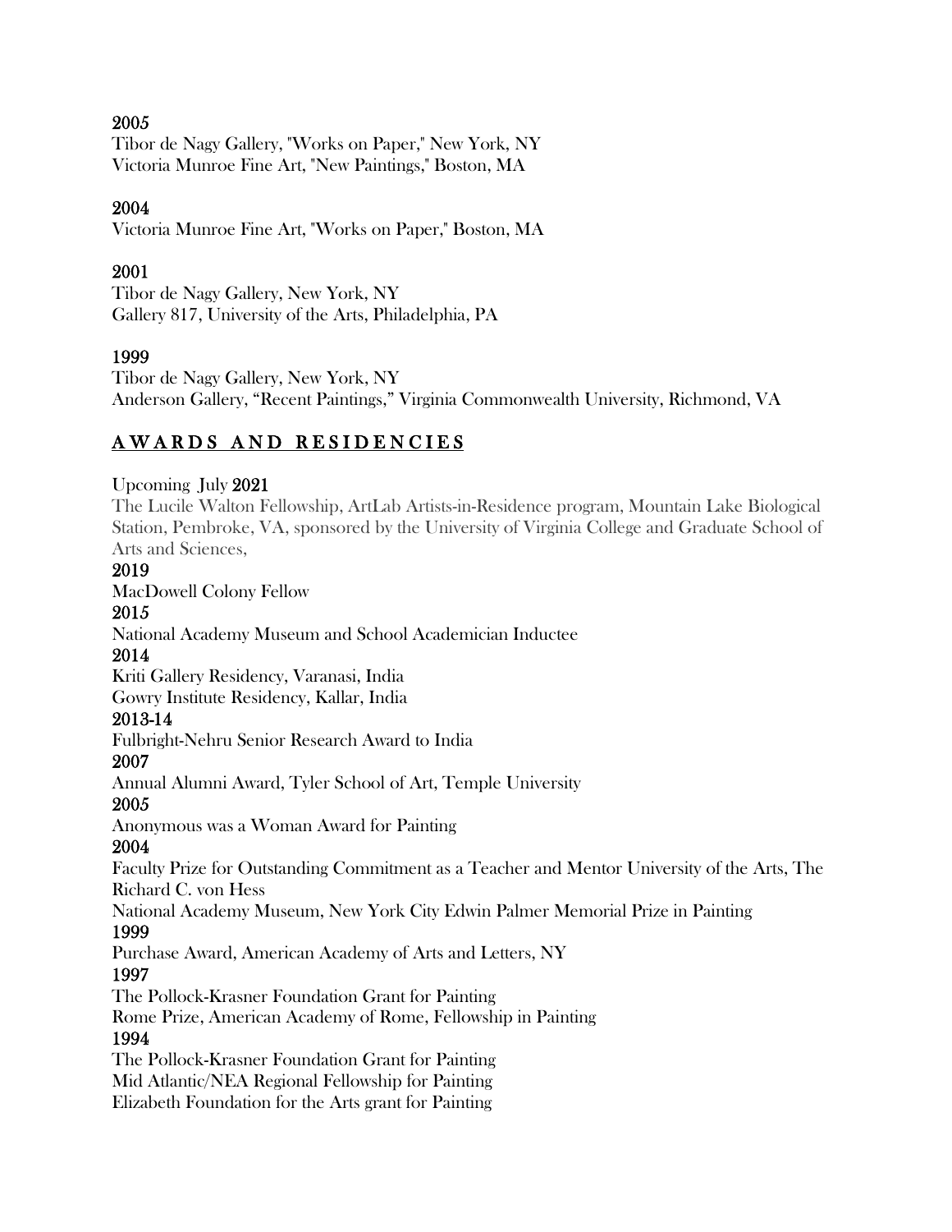2005

Tibor de Nagy Gallery, "Works on Paper," New York, NY
Victoria Munroe Fine Art, "New Paintings," Boston, MA

2004

Victoria Munroe Fine Art, "Works on Paper," Boston, MA

2001

Tibor de Nagy Gallery, New York, NY
Gallery 817, University of the Arts, Philadelphia, PA

1999

Tibor de Nagy Gallery, New York, NY
Anderson Gallery, "Recent Paintings," Virginia Commonwealth University, Richmond, VA

## AWARDS AND RESIDENCIES

Upcoming July 2021
The Lucile Walton Fellowship, ArtLab Artists-in-Residence program, Mountain Lake Biological Station, Pembroke, VA, sponsored by the University of Virginia College and Graduate School of Arts and Sciences,

2019
MacDowell Colony Fellow

2015
National Academy Museum and School Academician Inductee

2014
Kriti Gallery Residency, Varanasi, India
Gowry Institute Residency, Kallar, India

2013-14
Fulbright-Nehru Senior Research Award to India

2007
Annual Alumni Award, Tyler School of Art, Temple University

2005
Anonymous was a Woman Award for Painting

2004
Faculty Prize for Outstanding Commitment as a Teacher and Mentor University of the Arts, The Richard C. von Hess
National Academy Museum, New York City Edwin Palmer Memorial Prize in Painting

1999
Purchase Award, American Academy of Arts and Letters, NY

1997
The Pollock-Krasner Foundation Grant for Painting
Rome Prize, American Academy of Rome, Fellowship in Painting

1994
The Pollock-Krasner Foundation Grant for Painting
Mid Atlantic/NEA Regional Fellowship for Painting
Elizabeth Foundation for the Arts grant for Painting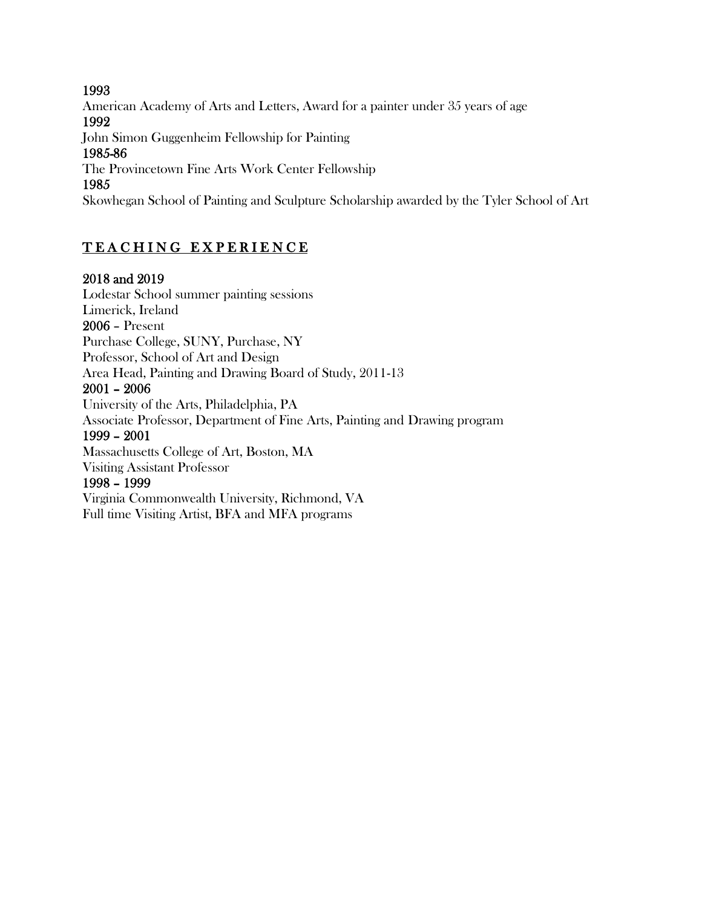**1993**
American Academy of Arts and Letters, Award for a painter under 35 years of age
**1992**
John Simon Guggenheim Fellowship for Painting
**1985-86**
The Provincetown Fine Arts Work Center Fellowship
**1985**
Skowhegan School of Painting and Sculpture Scholarship awarded by the Tyler School of Art

## T E A C H I N G  E X P E R I E N C E

**2018 and 2019**
Lodestar School summer painting sessions
Limerick, Ireland
**2006** – Present
Purchase College, SUNY, Purchase, NY
Professor, School of Art and Design
Area Head, Painting and Drawing Board of Study, 2011-13
**2001 – 2006**
University of the Arts, Philadelphia, PA
Associate Professor, Department of Fine Arts, Painting and Drawing program
**1999 – 2001**
Massachusetts College of Art, Boston, MA
Visiting Assistant Professor
**1998 – 1999**
Virginia Commonwealth University, Richmond, VA
Full time Visiting Artist, BFA and MFA programs